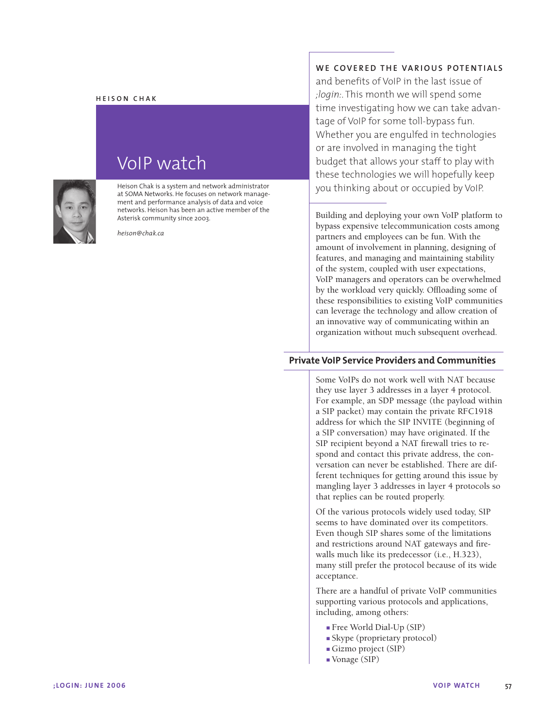HEISON CHAK

# VoIP watch

Heison Chak is a system and network administrator at SOMA Networks. He focuses on network management and performance analysis of data and voice networks. Heison has been an active member of the Asterisk community since 2003.

*heison@chak.ca*

WE COVERED THE VARIOUS POTENTIALS and benefits of VoIP in the last issue of *;login:*. This month we will spend some time investigating how we can take advantage of VoIP for some toll-bypass fun. Whether you are engulfed in technologies or are involved in managing the tight budget that allows your staff to play with these technologies we will hopefully keep you thinking about or occupied by VoIP.

Building and deploying your own VoIP platform to bypass expensive telecommunication costs among partners and employees can be fun. With the amount of involvement in planning, designing of features, and managing and maintaining stability of the system, coupled with user expectations, VoIP managers and operators can be overwhelmed by the workload very quickly. Offloading some of these responsibilities to existing VoIP communities can leverage the technology and allow creation of an innovative way of communicating within an organization without much subsequent overhead.

## Private VoIP Service Providers and Communities

Some VoIPs do not work well with NAT because they use layer 3 addresses in a layer 4 protocol. For example, an SDP message (the payload within a SIP packet) may contain the private RFC1918 address for which the SIP INVITE (beginning of a SIP conversation) may have originated. If the SIP recipient beyond a NAT firewall tries to respond and contact this private address, the conversation can never be established. There are different techniques for getting around this issue by mangling layer 3 addresses in layer 4 protocols so that replies can be routed properly.

Of the various protocols widely used today, SIP seems to have dominated over its competitors. Even though SIP shares some of the limitations and restrictions around NAT gateways and firewalls much like its predecessor (i.e., H.323), many still prefer the protocol because of its wide acceptance.

There are a handful of private VoIP communities supporting various protocols and applications, including, among others:

- Free World Dial-Up (SIP)
- Skype (proprietary protocol)
- Gizmo project (SIP)
- Vonage (SIP)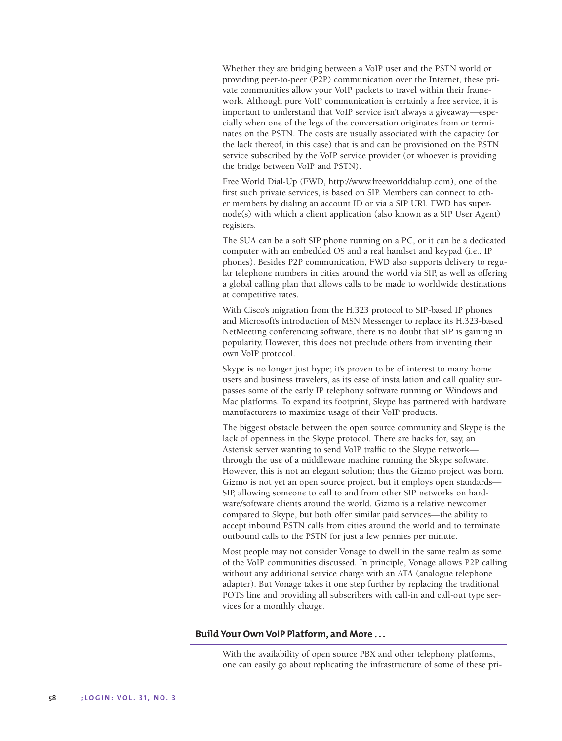Whether they are bridging between a VoIP user and the PSTN world or providing peer-to-peer (P2P) communication over the Internet, these private communities allow your VoIP packets to travel within their framework. Although pure VoIP communication is certainly a free service, it is important to understand that VoIP service isn't always a giveaway—especially when one of the legs of the conversation originates from or terminates on the PSTN. The costs are usually associated with the capacity (or the lack thereof, in this case) that is and can be provisioned on the PSTN service subscribed by the VoIP service provider (or whoever is providing the bridge between VoIP and PSTN).

Free World Dial-Up (FWD, http://www.freeworlddialup.com), one of the first such private services, is based on SIP. Members can connect to other members by dialing an account ID or via a SIP URI. FWD has supernode(s) with which a client application (also known as a SIP User Agent) registers.

The SUA can be a soft SIP phone running on a PC, or it can be a dedicated computer with an embedded OS and a real handset and keypad (i.e., IP phones). Besides P2P communication, FWD also supports delivery to regular telephone numbers in cities around the world via SIP, as well as offering a global calling plan that allows calls to be made to worldwide destinations at competitive rates.

With Cisco's migration from the H.323 protocol to SIP-based IP phones and Microsoft's introduction of MSN Messenger to replace its H.323-based NetMeeting conferencing software, there is no doubt that SIP is gaining in popularity. However, this does not preclude others from inventing their own VoIP protocol.

Skype is no longer just hype; it's proven to be of interest to many home users and business travelers, as its ease of installation and call quality surpasses some of the early IP telephony software running on Windows and Mac platforms. To expand its footprint, Skype has partnered with hardware manufacturers to maximize usage of their VoIP products.

The biggest obstacle between the open source community and Skype is the lack of openness in the Skype protocol. There are hacks for, say, an Asterisk server wanting to send VoIP traffic to the Skype network—through the use of a middleware machine running the Skype software. However, this is not an elegant solution; thus the Gizmo project was born. Gizmo is not yet an open source project, but it employs open standards—SIP, allowing someone to call to and from other SIP networks on hardware/software clients around the world. Gizmo is a relative newcomer compared to Skype, but both offer similar paid services—the ability to accept inbound PSTN calls from cities around the world and to terminate outbound calls to the PSTN for just a few pennies per minute.

Most people may not consider Vonage to dwell in the same realm as some of the VoIP communities discussed. In principle, Vonage allows P2P calling without any additional service charge with an ATA (analogue telephone adapter). But Vonage takes it one step further by replacing the traditional POTS line and providing all subscribers with call-in and call-out type services for a monthly charge.

## Build Your Own VoIP Platform, and More . . .

With the availability of open source PBX and other telephony platforms, one can easily go about replicating the infrastructure of some of these pri-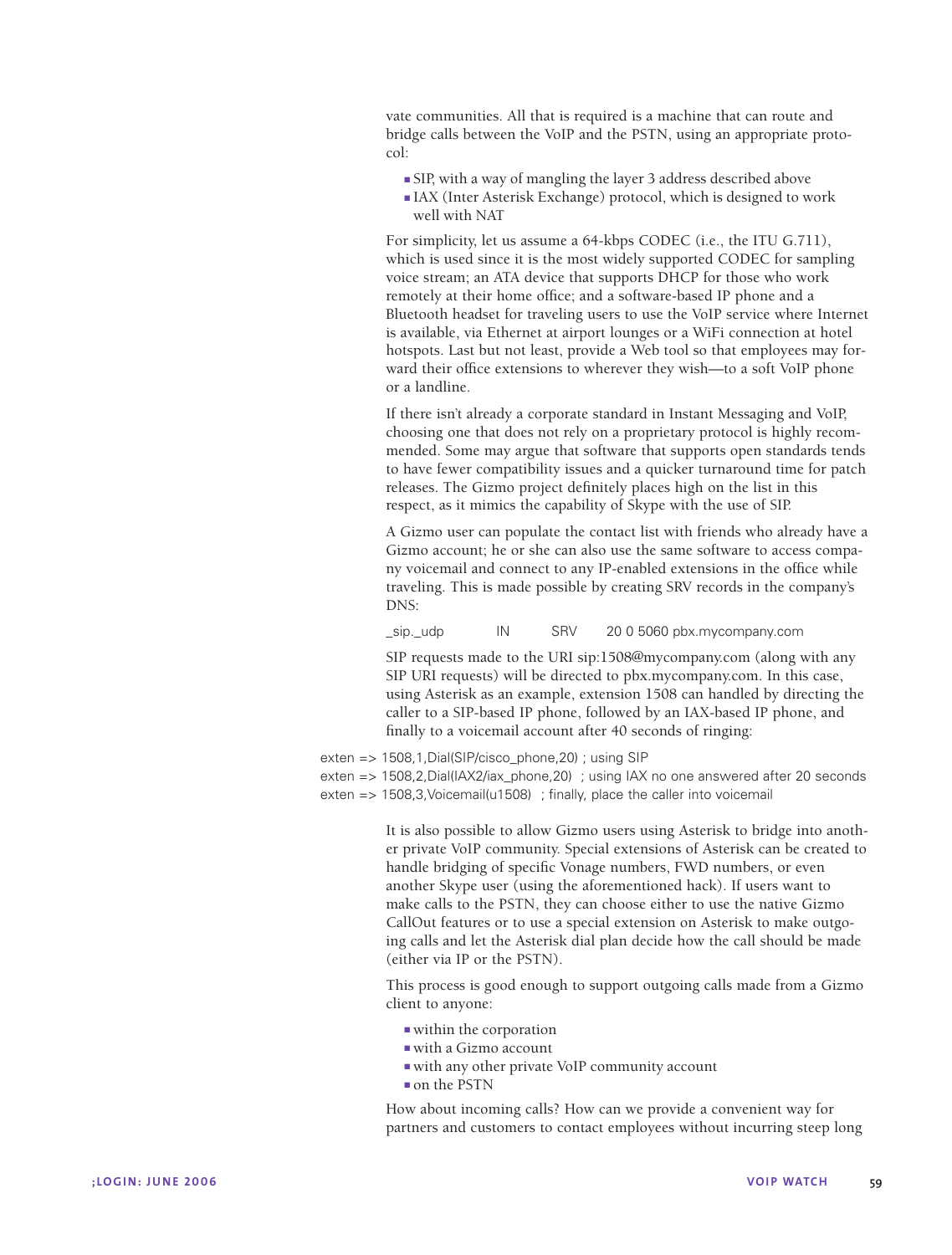vate communities. All that is required is a machine that can route and bridge calls between the VoIP and the PSTN, using an appropriate protocol:

- SIP, with a way of mangling the layer 3 address described above
- IAX (Inter Asterisk Exchange) protocol, which is designed to work well with NAT

For simplicity, let us assume a 64-kbps CODEC (i.e., the ITU G.711), which is used since it is the most widely supported CODEC for sampling voice stream; an ATA device that supports DHCP for those who work remotely at their home office; and a software-based IP phone and a Bluetooth headset for traveling users to use the VoIP service where Internet is available, via Ethernet at airport lounges or a WiFi connection at hotel hotspots. Last but not least, provide a Web tool so that employees may forward their office extensions to wherever they wish—to a soft VoIP phone or a landline.

If there isn't already a corporate standard in Instant Messaging and VoIP, choosing one that does not rely on a proprietary protocol is highly recommended. Some may argue that software that supports open standards tends to have fewer compatibility issues and a quicker turnaround time for patch releases. The Gizmo project definitely places high on the list in this respect, as it mimics the capability of Skype with the use of SIP.

A Gizmo user can populate the contact list with friends who already have a Gizmo account; he or she can also use the same software to access company voicemail and connect to any IP-enabled extensions in the office while traveling. This is made possible by creating SRV records in the company's DNS:

```
_sip._udp        IN      SRV     20 0 5060 pbx.mycompany.com
```

SIP requests made to the URI sip:1508@mycompany.com (along with any SIP URI requests) will be directed to pbx.mycompany.com. In this case, using Asterisk as an example, extension 1508 can handled by directing the caller to a SIP-based IP phone, followed by an IAX-based IP phone, and finally to a voicemail account after 40 seconds of ringing:

```
exten => 1508,1,Dial(SIP/cisco_phone,20) ; using SIP
exten => 1508,2,Dial(IAX2/iax_phone,20)  ; using IAX no one answered after 20 seconds
exten => 1508,3,Voicemail(u1508)  ; finally, place the caller into voicemail
```

It is also possible to allow Gizmo users using Asterisk to bridge into another private VoIP community. Special extensions of Asterisk can be created to handle bridging of specific Vonage numbers, FWD numbers, or even another Skype user (using the aforementioned hack). If users want to make calls to the PSTN, they can choose either to use the native Gizmo CallOut features or to use a special extension on Asterisk to make outgoing calls and let the Asterisk dial plan decide how the call should be made (either via IP or the PSTN).

This process is good enough to support outgoing calls made from a Gizmo client to anyone:

- within the corporation
- with a Gizmo account
- with any other private VoIP community account
- on the PSTN

How about incoming calls? How can we provide a convenient way for partners and customers to contact employees without incurring steep long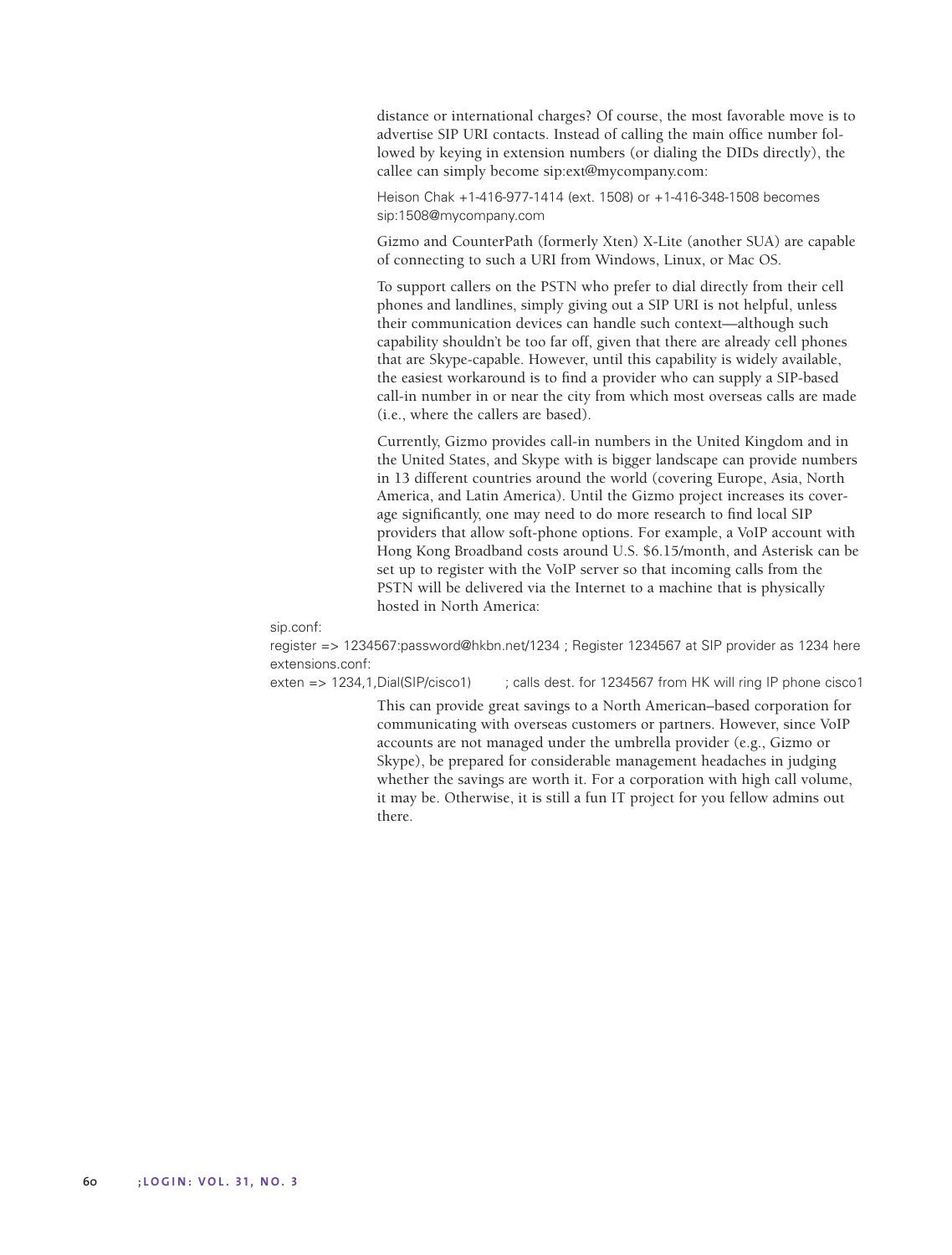distance or international charges? Of course, the most favorable move is to advertise SIP URI contacts. Instead of calling the main office number followed by keying in extension numbers (or dialing the DIDs directly), the callee can simply become sip:ext@mycompany.com:

```
Heison Chak +1-416-977-1414 (ext. 1508) or +1-416-348-1508 becomes
sip:1508@mycompany.com
```

Gizmo and CounterPath (formerly Xten) X-Lite (another SUA) are capable of connecting to such a URI from Windows, Linux, or Mac OS.

To support callers on the PSTN who prefer to dial directly from their cell phones and landlines, simply giving out a SIP URI is not helpful, unless their communication devices can handle such context—although such capability shouldn't be too far off, given that there are already cell phones that are Skype-capable. However, until this capability is widely available, the easiest workaround is to find a provider who can supply a SIP-based call-in number in or near the city from which most overseas calls are made (i.e., where the callers are based).

Currently, Gizmo provides call-in numbers in the United Kingdom and in the United States, and Skype with is bigger landscape can provide numbers in 13 different countries around the world (covering Europe, Asia, North America, and Latin America). Until the Gizmo project increases its coverage significantly, one may need to do more research to find local SIP providers that allow soft-phone options. For example, a VoIP account with Hong Kong Broadband costs around U.S. $6.15/month, and Asterisk can be set up to register with the VoIP server so that incoming calls from the PSTN will be delivered via the Internet to a machine that is physically hosted in North America:

```
sip.conf:
register => 1234567:password@hkbn.net/1234 ; Register 1234567 at SIP provider as 1234 here
extensions.conf:
exten => 1234,1,Dial(SIP/cisco1)        ; calls dest. for 1234567 from HK will ring IP phone cisco1
```

This can provide great savings to a North American–based corporation for communicating with overseas customers or partners. However, since VoIP accounts are not managed under the umbrella provider (e.g., Gizmo or Skype), be prepared for considerable management headaches in judging whether the savings are worth it. For a corporation with high call volume, it may be. Otherwise, it is still a fun IT project for you fellow admins out there.